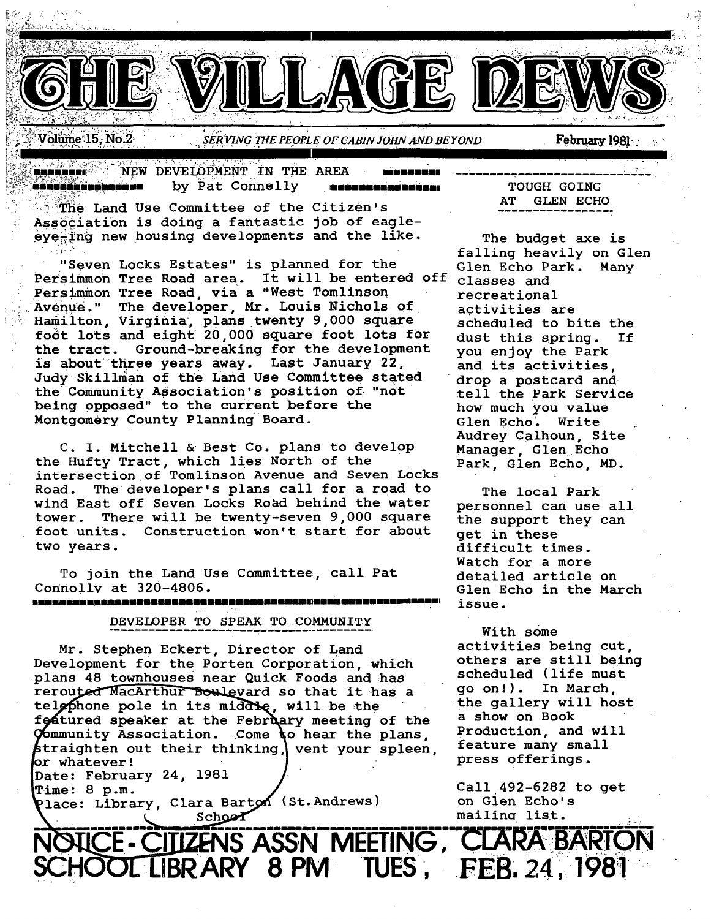# THE VILLAGE NEWS

Volume 15, No.2 — *SERVING THE PEOPLE OF CABIN JOHN AND BEYOND* — February 1981

## NEW DEVELOPMENT IN THE AREA

by Pat Connelly

The Land Use Committee of the Citizen's Association is doing a fantastic job of eagle-eye-ing new housing developments and the like.

"Seven Locks Estates" is planned for the Persimmon Tree Road area. It will be entered off Persimmon Tree Road, via a "West Tomlinson Avenue." The developer, Mr. Louis Nichols of Hamilton, Virginia, plans twenty 9,000 square foot lots and eight 20,000 square foot lots for the tract. Ground-breaking for the development is about three years away. Last January 22, Judy Skillman of the Land Use Committee stated the Community Association's position of "not being opposed" to the current before the Montgomery County Planning Board.

C. I. Mitchell & Best Co. plans to develop the Hufty Tract, which lies North of the intersection of Tomlinson Avenue and Seven Locks Road. The developer's plans call for a road to wind East off Seven Locks Road behind the water tower. There will be twenty-seven 9,000 square foot units. Construction won't start for about two years.

To join the Land Use Committee, call Pat Connolly at 320-4806.

## DEVELOPER TO SPEAK TO COMMUNITY

Mr. Stephen Eckert, Director of Land Development for the Porten Corporation, which plans 48 townhouses near Quick Foods and has rerouted MacArthur Boulevard so that it has a telephone pole in its middle, will be the featured speaker at the February meeting of the Community Association. Come to hear the plans, straighten out their thinking, vent your spleen, or whatever!

Date: February 24, 1981
Time: 8 p.m.
Place: Library, Clara Barton (St.Andrews) School

## TOUGH GOING AT GLEN ECHO

The budget axe is falling heavily on Glen Glen Echo Park. Many classes and recreational activities are scheduled to bite the dust this spring. If you enjoy the Park and its activities, drop a postcard and tell the Park Service how much you value Glen Echo. Write Audrey Calhoun, Site Manager, Glen Echo Park, Glen Echo, MD.

The local Park personnel can use all the support they can get in these difficult times. Watch for a more detailed article on Glen Echo in the March issue.

With some activities being cut, others are still being scheduled (life must go on!). In March, the gallery will host a show on Book Production, and will feature many small press offerings.

Call 492-6282 to get on Glen Echo's mailing list.

**NOTICE - CITIZENS ASSN MEETING, CLARA BARTON SCHOOL LIBRARY 8 PM TUES, FEB. 24, 1981**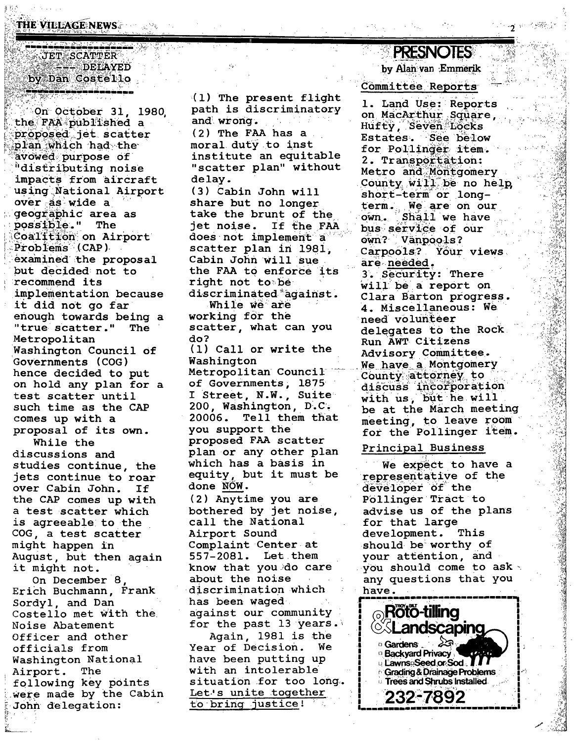## JET SCATTER --- DELAYED

by Dan Costello

On October 31, 1980, the FAA published a proposed jet scatter plan which had the avowed purpose of "distributing noise impacts from aircraft using National Airport over as wide a geographic area as possible." The Coalition on Airport Problems (CAP) examined the proposal but decided not to recommend its implementation because it did not go far enough towards being a "true scatter." The Metropolitan Washington Council of Governments (COG) hence decided to put on hold any plan for a test scatter until such time as the CAP comes up with a proposal of its own.

While the discussions and studies continue, the jets continue to roar over Cabin John. If the CAP comes up with a test scatter which is agreeable to the COG, a test scatter might happen in August, but then again it might not.

On December 8, Erich Buchmann, Frank Sordyl, and Dan Costello met with the Noise Abatement Officer and other officials from Washington National Airport. The following key points were made by the Cabin John delegation:

(1) The present flight path is discriminatory and wrong.
(2) The FAA has a moral duty to inst institute an equitable "scatter plan" without delay.
(3) Cabin John will share but no longer take the brunt of the jet noise. If the FAA does not implement a scatter plan in 1981, Cabin John will sue the FAA to enforce its right not to be discriminated against.

While we are working for the scatter, what can you do?

(1) Call or write the Washington Metropolitan Council of Governments, 1875 I Street, N.W., Suite 200, Washington, D.C. 20006. Tell them that you support the proposed FAA scatter plan or any other plan which has a basis in equity, but it must be done NOW.
(2) Anytime you are bothered by jet noise, call the National Airport Sound Complaint Center at 557-2081. Let them know that you do care about the noise discrimination which has been waged against our community for the past 13 years.

Again, 1981 is the Year of Decision. We have been putting up with an intolerable situation for too long. Let's unite together to bring justice!

## PRESNOTES

by Alan van Emmerik

### Committee Reports

1. Land Use: Reports on MacArthur Square, Hufty, Seven Locks Estates. See below for Pollinger item.
2. Transportation: Metro and Montgomery County will be no help, short-term or long-term. We are on our own. Shall we have bus service of our own? Vanpools? Carpools? Your views are needed.
3. Security: There will be a report on Clara Barton progress.
4. Miscellaneous: We need volunteer delegates to the Rock Run AWT Citizens Advisory Committee. We have a Montgomery County attorney to discuss incorporation with us, but he will be at the March meeting meeting, to leave room for the Pollinger item.

### Principal Business

We expect to have a representative of the developer of the Pollinger Tract to advise us of the plans for that large development. This should be worthy of your attention, and you should come to ask any questions that you have.

---

**TROY-BILT Roto-tilling & Landscaping**

- Gardens
- Backyard Privacy
- Lawns Seed or Sod
- Grading & Drainage Problems
- Trees and Shrubs Installed

**232-7892**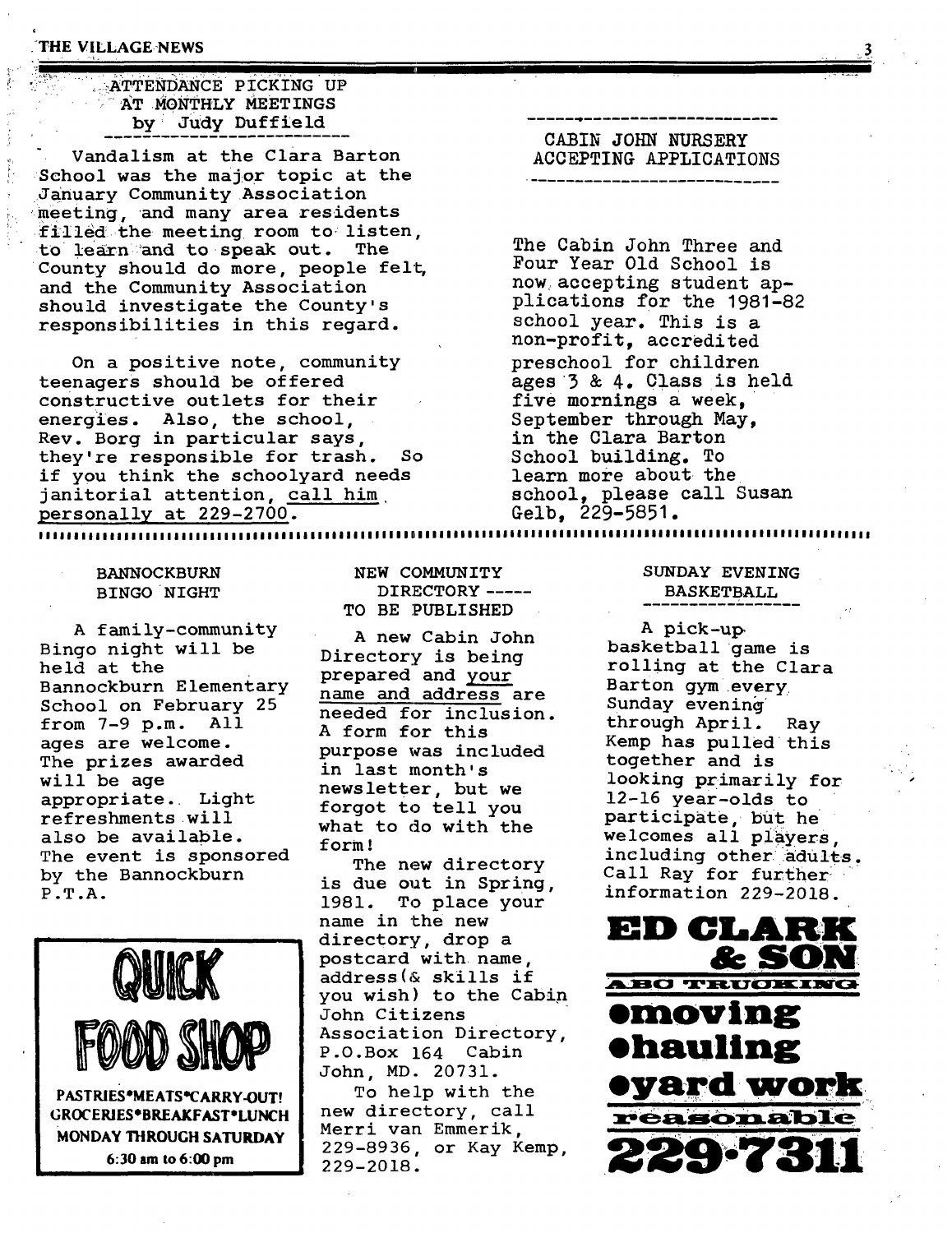## ATTENDANCE PICKING UP AT MONTHLY MEETINGS

by Judy Duffield

Vandalism at the Clara Barton School was the major topic at the January Community Association meeting, and many area residents filled the meeting room to listen, to learn and to speak out. The County should do more, people felt, and the Community Association should investigate the County's responsibilities in this regard.

On a positive note, community teenagers should be offered constructive outlets for their energies. Also, the school, Rev. Borg in particular says, they're responsible for trash. So if you think the schoolyard needs janitorial attention, call him personally at 229-2700.

## CABIN JOHN NURSERY ACCEPTING APPLICATIONS

The Cabin John Three and Four Year Old School is now accepting student applications for the 1981-82 school year. This is a non-profit, accredited preschool for children ages 3 & 4. Class is held five mornings a week, September through May, in the Clara Barton School building. To learn more about the school, please call Susan Gelb, 229-5851.

## BANNOCKBURN BINGO NIGHT

A family-community Bingo night will be held at the Bannockburn Elementary School on February 25 from 7-9 p.m. All ages are welcome. The prizes awarded will be age appropriate. Light refreshments will also be available. The event is sponsored by the Bannockburn P.T.A.

**QUICK FOOD SHOP**

PASTRIES•MEATS•CARRY-OUT!
GROCERIES•BREAKFAST•LUNCH
MONDAY THROUGH SATURDAY
6:30 am to 6:00 pm

## NEW COMMUNITY DIRECTORY ----- TO BE PUBLISHED

A new Cabin John Directory is being prepared and your name and address are needed for inclusion. A form for this purpose was included in last month's newsletter, but we forgot to tell you what to do with the form!

The new directory is due out in Spring, 1981. To place your name in the new directory, drop a postcard with name, address(& skills if you wish) to the Cabin John Citizens Association Directory, P.O.Box 164 Cabin John, MD. 20731.

To help with the new directory, call Merri van Emmerik, 229-8936, or Kay Kemp, 229-2018.

## SUNDAY EVENING BASKETBALL

A pick-up basketball game is rolling at the Clara Barton gym every Sunday evening through April. Ray Kemp has pulled this together and is looking primarily for 12-16 year-olds to participate, but he welcomes all players, including other adults. Call Ray for further information 229-2018.

**ED CLARK & SON**

ABC TRUCKING

•moving
•hauling
•yard work

reasonable

**229-7311**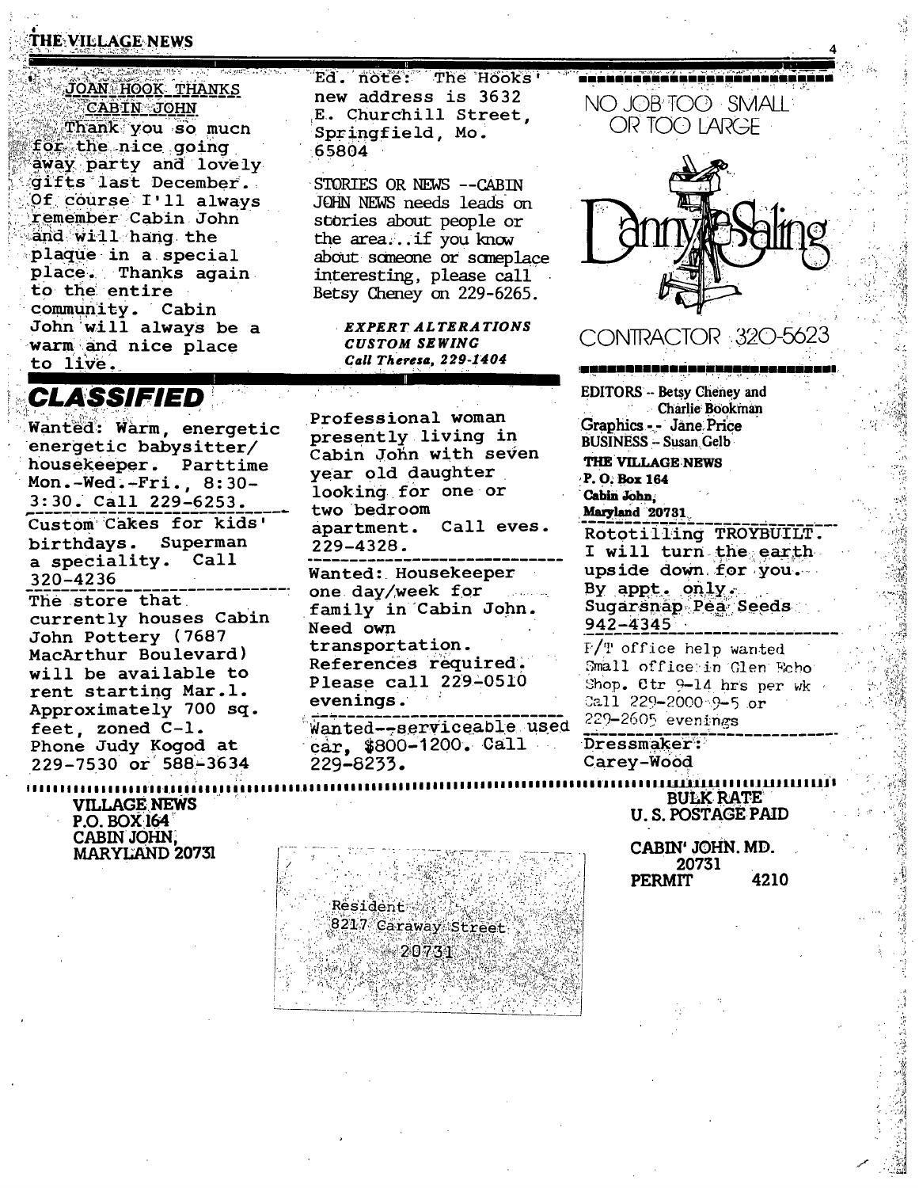## JOAN HOOK THANKS CABIN JOHN

Thank you so mucn for the nice going away party and lovely gifts last December. Of course I'll always remember Cabin John and will hang the plaque in a special place. Thanks again to the entire community. Cabin John will always be a warm and nice place to live.

Ed. note: The Hooks' new address is 3632 E. Churchill Street, Springfield, Mo. 65804

STORIES OR NEWS --CABIN JOHN NEWS needs leads on stories about people or the area...if you know about someone or someplace interesting, please call Betsy Cheney on 229-6265.

***EXPERT ALTERATIONS***
***CUSTOM SEWING***
***Call Theresa, 229-1404***

NO JOB TOO SMALL OR TOO LARGE

Danny Saling

CONTRACTOR 320-5623

## CLASSIFIED

Wanted: Warm, energetic energetic babysitter/ housekeeper. Parttime Mon.-Wed.-Fri., 8:30-3:30. Call 229-6253.

---

Custom Cakes for kids' birthdays. Superman a speciality. Call 320-4236

---

The store that currently houses Cabin John Pottery (7687 MacArthur Boulevard) will be available to rent starting Mar.1. Approximately 700 sq. feet, zoned C-1. Phone Judy Kogod at 229-7530 or 588-3634

Professional woman presently living in Cabin John with seven year old daughter looking for one or two bedroom apartment. Call eves. 229-4328.

---

Wanted: Housekeeper one day/week for family in Cabin John. Need own transportation. References required. Please call 229-0510 evenings.

---

Wanted--serviceable used car, $800-1200. Call 229-8233.

EDITORS -- Betsy Cheney and Charlie Bookman
Graphics -- Jane Price
BUSINESS -- Susan Gelb
**THE VILLAGE NEWS**
**P. O. Box 164**
**Cabin John,**
**Maryland 20731**

---

Rototilling TROYBUILT. I will turn the earth upside down for you. By appt. only. Sugarsnap Pea Seeds 942-4345

---

F/T office help wanted Small office in Glen Echo Shop. Ctr 9-14 hrs per wk Call 229-2000 9-5 or 229-2605 evenings

---

Dressmaker: Carey-Wood

**VILLAGE NEWS**
**P.O. BOX 164**
**CABIN JOHN,**
**MARYLAND 20731**

**BULK RATE**
**U. S. POSTAGE PAID**

**CABIN JOHN. MD.**
**20731**
**PERMIT 4210**

Resident
8217 Caraway Street
20731